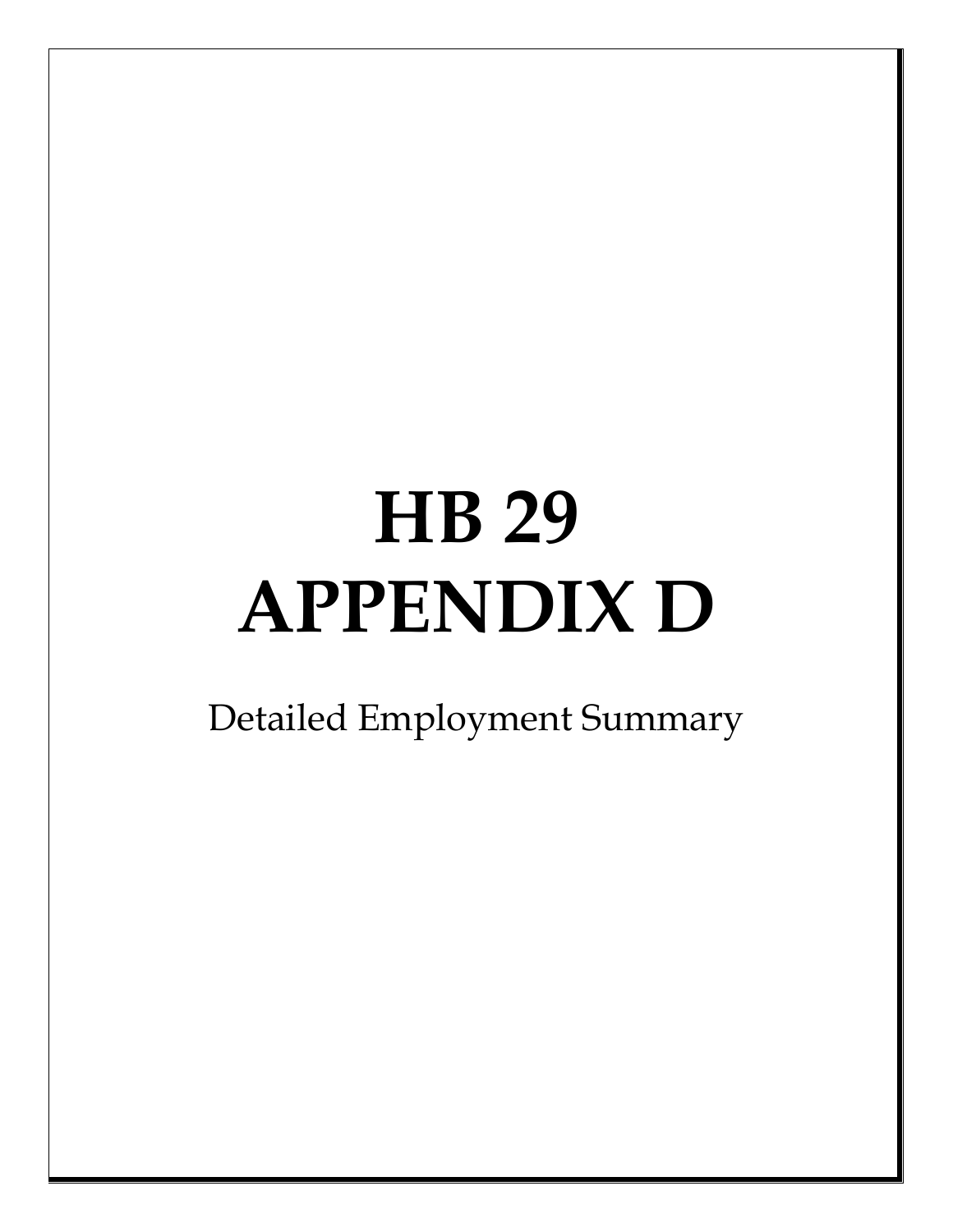# HB 29
# APPENDIX D

Detailed Employment Summary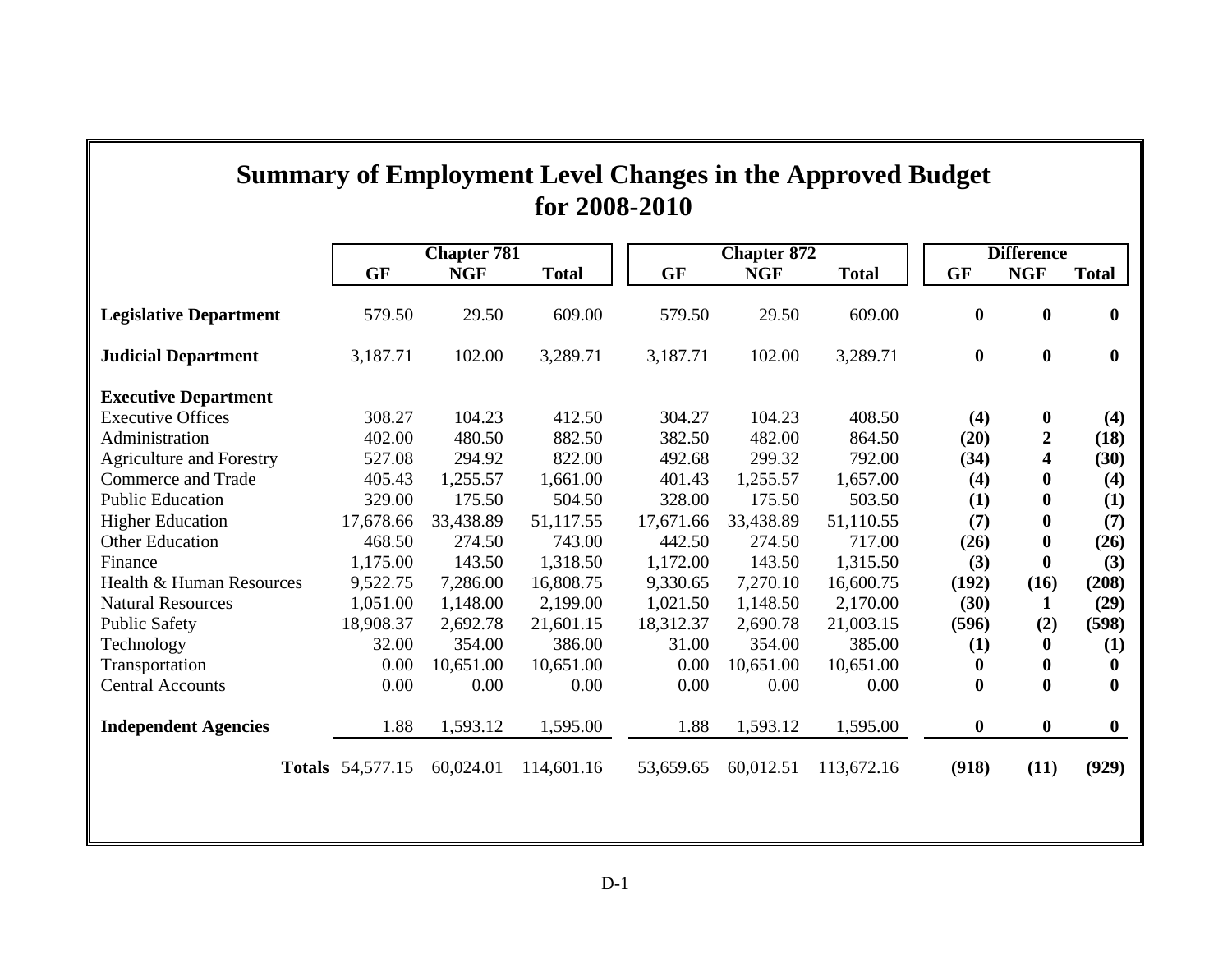# Summary of Employment Level Changes in the Approved Budget for 2008-2010

| | Chapter 781 | | | Chapter 872 | | | Difference | | |
|---|---|---|---|---|---|---|---|---|---|
| | GF | NGF | Total | GF | NGF | Total | GF | NGF | Total |
| **Legislative Department** | 579.50 | 29.50 | 609.00 | 579.50 | 29.50 | 609.00 | **0** | **0** | **0** |
| **Judicial Department** | 3,187.71 | 102.00 | 3,289.71 | 3,187.71 | 102.00 | 3,289.71 | **0** | **0** | **0** |
| **Executive Department** | | | | | | | | | |
| Executive Offices | 308.27 | 104.23 | 412.50 | 304.27 | 104.23 | 408.50 | **(4)** | **0** | **(4)** |
| Administration | 402.00 | 480.50 | 882.50 | 382.50 | 482.00 | 864.50 | **(20)** | **2** | **(18)** |
| Agriculture and Forestry | 527.08 | 294.92 | 822.00 | 492.68 | 299.32 | 792.00 | **(34)** | **4** | **(30)** |
| Commerce and Trade | 405.43 | 1,255.57 | 1,661.00 | 401.43 | 1,255.57 | 1,657.00 | **(4)** | **0** | **(4)** |
| Public Education | 329.00 | 175.50 | 504.50 | 328.00 | 175.50 | 503.50 | **(1)** | **0** | **(1)** |
| Higher Education | 17,678.66 | 33,438.89 | 51,117.55 | 17,671.66 | 33,438.89 | 51,110.55 | **(7)** | **0** | **(7)** |
| Other Education | 468.50 | 274.50 | 743.00 | 442.50 | 274.50 | 717.00 | **(26)** | **0** | **(26)** |
| Finance | 1,175.00 | 143.50 | 1,318.50 | 1,172.00 | 143.50 | 1,315.50 | **(3)** | **0** | **(3)** |
| Health & Human Resources | 9,522.75 | 7,286.00 | 16,808.75 | 9,330.65 | 7,270.10 | 16,600.75 | **(192)** | **(16)** | **(208)** |
| Natural Resources | 1,051.00 | 1,148.00 | 2,199.00 | 1,021.50 | 1,148.50 | 2,170.00 | **(30)** | **1** | **(29)** |
| Public Safety | 18,908.37 | 2,692.78 | 21,601.15 | 18,312.37 | 2,690.78 | 21,003.15 | **(596)** | **(2)** | **(598)** |
| Technology | 32.00 | 354.00 | 386.00 | 31.00 | 354.00 | 385.00 | **(1)** | **0** | **(1)** |
| Transportation | 0.00 | 10,651.00 | 10,651.00 | 0.00 | 10,651.00 | 10,651.00 | **0** | **0** | **0** |
| Central Accounts | 0.00 | 0.00 | 0.00 | 0.00 | 0.00 | 0.00 | **0** | **0** | **0** |
| **Independent Agencies** | 1.88 | 1,593.12 | 1,595.00 | 1.88 | 1,593.12 | 1,595.00 | **0** | **0** | **0** |
| **Totals** | 54,577.15 | 60,024.01 | 114,601.16 | 53,659.65 | 60,012.51 | 113,672.16 | **(918)** | **(11)** | **(929)** |